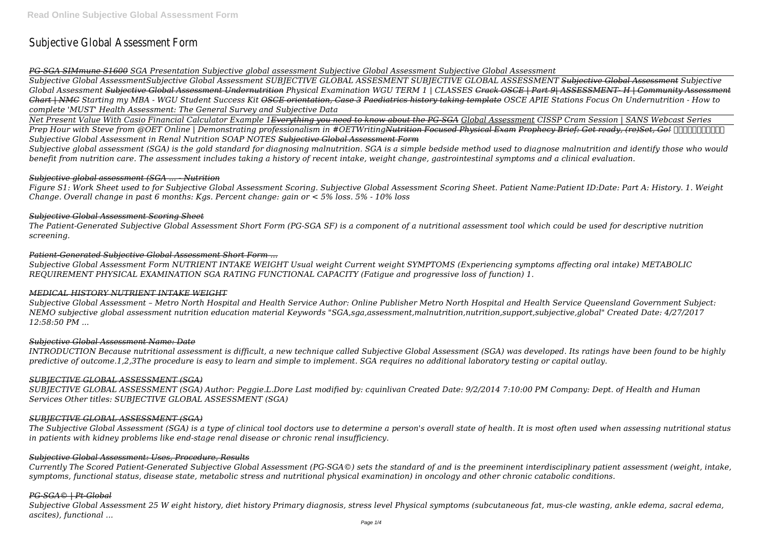# Subjective Global Assessment Form

*PG-SGA SIMmune S1600 SGA Presentation Subjective global assessment Subjective Global Assessment Subjective Global Assessment*

*Subjective Global AssessmentSubjective Global Assessment SUBJECTIVE GLOBAL ASSESMENT SUBJECTIVE GLOBAL ASSESSMENT ~~Subjective Global Assessment~~ Subjective Global Assessment ~~Subjective Global Assessment Undernutrition~~ Physical Examination WGU TERM 1 | CLASSES ~~Crack OSCE | Part 9| ASSESSMENT- H | Community Assessment Chart | NMC~~ Starting my MBA - WGU Student Success Kit ~~OSCE orientation, Case 3~~ ~~Paediatrics history taking template~~ OSCE APIE Stations Focus On Undernutrition - How to complete 'MUST' Health Assessment: The General Survey and Subjective Data*

*Net Present Value With Casio Financial Calculator Example 1~~Everything you need to know about the PG-SGA~~ Global Assessment CISSP Cram Session | SANS Webcast Series Prep Hour with Steve from @OET Online | Demonstrating professionalism in #OETWriting~~Nutrition Focused Physical Exam~~ ~~Prophecy Brief: Get ready, (re)Set, Go!~~ Subjective Global Assessment in Renal Nutrition SOAP NOTES ~~Subjective Global Assessment Form~~*

*Subjective global assessment (SGA) is the gold standard for diagnosing malnutrition. SGA is a simple bedside method used to diagnose malnutrition and identify those who would benefit from nutrition care. The assessment includes taking a history of recent intake, weight change, gastrointestinal symptoms and a clinical evaluation.*

## *Subjective global assessment (SGA ... - Nutrition*

*Figure S1: Work Sheet used to for Subjective Global Assessment Scoring. Subjective Global Assessment Scoring Sheet. Patient Name:Patient ID:Date: Part A: History. 1. Weight Change. Overall change in past 6 months: Kgs. Percent change: gain or < 5% loss. 5% - 10% loss*

## *Subjective Global Assessment Scoring Sheet*

*The Patient-Generated Subjective Global Assessment Short Form (PG-SGA SF) is a component of a nutritional assessment tool which could be used for descriptive nutrition screening.*

## *Patient-Generated Subjective Global Assessment Short Form ...*

*Subjective Global Assessment Form NUTRIENT INTAKE WEIGHT Usual weight Current weight SYMPTOMS (Experiencing symptoms affecting oral intake) METABOLIC REQUIREMENT PHYSICAL EXAMINATION SGA RATING FUNCTIONAL CAPACITY (Fatigue and progressive loss of function) 1.*

## *MEDICAL HISTORY NUTRIENT INTAKE WEIGHT*

*Subjective Global Assessment – Metro North Hospital and Health Service Author: Online Publisher Metro North Hospital and Health Service Queensland Government Subject: NEMO subjective global assessment nutrition education material Keywords "SGA,sga,assessment,malnutrition,nutrition,support,subjective,global" Created Date: 4/27/2017 12:58:50 PM ...*

## *Subjective Global Assessment Name: Date*

*INTRODUCTION Because nutritional assessment is difficult, a new technique called Subjective Global Assessment (SGA) was developed. Its ratings have been found to be highly predictive of outcome.1,2,3The procedure is easy to learn and simple to implement. SGA requires no additional laboratory testing or capital outlay.*

## *SUBJECTIVE GLOBAL ASSESSMENT (SGA)*

*SUBJECTIVE GLOBAL ASSESSMENT (SGA) Author: Peggie.L.Dore Last modified by: cquinlivan Created Date: 9/2/2014 7:10:00 PM Company: Dept. of Health and Human Services Other titles: SUBJECTIVE GLOBAL ASSESSMENT (SGA)*

## *SUBJECTIVE GLOBAL ASSESSMENT (SGA)*

*The Subjective Global Assessment (SGA) is a type of clinical tool doctors use to determine a person's overall state of health. It is most often used when assessing nutritional status in patients with kidney problems like end-stage renal disease or chronic renal insufficiency.*

## *Subjective Global Assessment: Uses, Procedure, Results*

*Currently The Scored Patient-Generated Subjective Global Assessment (PG-SGA©) sets the standard of and is the preeminent interdisciplinary patient assessment (weight, intake, symptoms, functional status, disease state, metabolic stress and nutritional physical examination) in oncology and other chronic catabolic conditions.*

## *PG-SGA© | Pt-Global*

*Subjective Global Assessment 25 W eight history, diet history Primary diagnosis, stress level Physical symptoms (subcutaneous fat, mus-cle wasting, ankle edema, sacral edema, ascites), functional ...*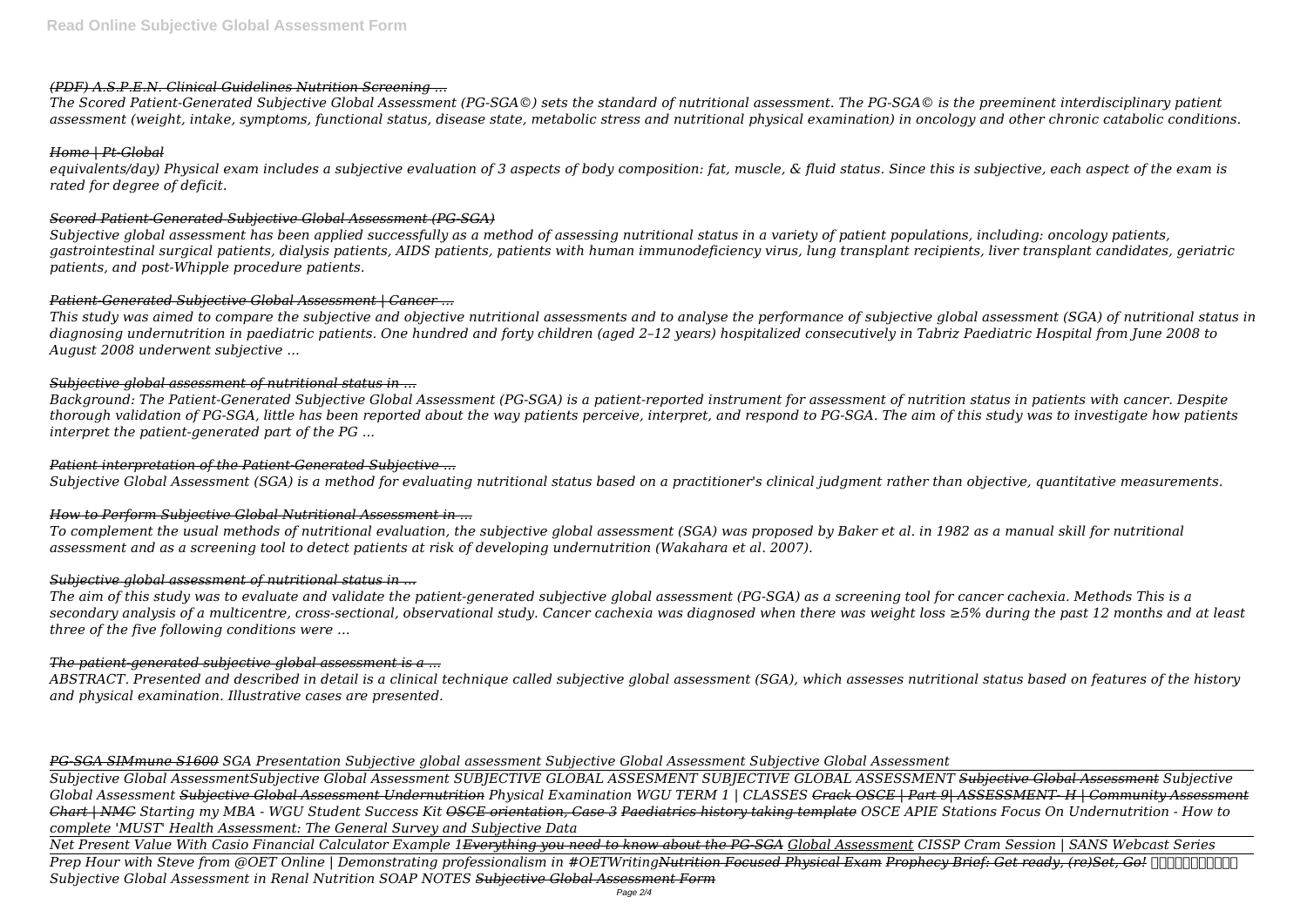*(PDF) A.S.P.E.N. Clinical Guidelines Nutrition Screening ...*

*The Scored Patient-Generated Subjective Global Assessment (PG-SGA©) sets the standard of nutritional assessment. The PG-SGA© is the preeminent interdisciplinary patient assessment (weight, intake, symptoms, functional status, disease state, metabolic stress and nutritional physical examination) in oncology and other chronic catabolic conditions.*

*Home | Pt-Global*

*equivalents/day) Physical exam includes a subjective evaluation of 3 aspects of body composition: fat, muscle, & fluid status. Since this is subjective, each aspect of the exam is rated for degree of deficit.*

*Scored Patient-Generated Subjective Global Assessment (PG-SGA)*

*Subjective global assessment has been applied successfully as a method of assessing nutritional status in a variety of patient populations, including: oncology patients, gastrointestinal surgical patients, dialysis patients, AIDS patients, patients with human immunodeficiency virus, lung transplant recipients, liver transplant candidates, geriatric patients, and post-Whipple procedure patients.*

*Patient-Generated Subjective Global Assessment | Cancer ...*

*This study was aimed to compare the subjective and objective nutritional assessments and to analyse the performance of subjective global assessment (SGA) of nutritional status in diagnosing undernutrition in paediatric patients. One hundred and forty children (aged 2–12 years) hospitalized consecutively in Tabriz Paediatric Hospital from June 2008 to August 2008 underwent subjective ...*

*Subjective global assessment of nutritional status in ...*

*Background: The Patient-Generated Subjective Global Assessment (PG-SGA) is a patient-reported instrument for assessment of nutrition status in patients with cancer. Despite thorough validation of PG-SGA, little has been reported about the way patients perceive, interpret, and respond to PG-SGA. The aim of this study was to investigate how patients interpret the patient-generated part of the PG ...*

*Patient interpretation of the Patient-Generated Subjective ...*

*Subjective Global Assessment (SGA) is a method for evaluating nutritional status based on a practitioner's clinical judgment rather than objective, quantitative measurements.*

*How to Perform Subjective Global Nutritional Assessment in ...*

*To complement the usual methods of nutritional evaluation, the subjective global assessment (SGA) was proposed by Baker et al. in 1982 as a manual skill for nutritional assessment and as a screening tool to detect patients at risk of developing undernutrition (Wakahara et al. 2007).*

*Subjective global assessment of nutritional status in ...*

*The aim of this study was to evaluate and validate the patient-generated subjective global assessment (PG-SGA) as a screening tool for cancer cachexia. Methods This is a secondary analysis of a multicentre, cross-sectional, observational study. Cancer cachexia was diagnosed when there was weight loss ≥5% during the past 12 months and at least three of the five following conditions were ...*

*The patient-generated subjective global assessment is a ...*

*ABSTRACT. Presented and described in detail is a clinical technique called subjective global assessment (SGA), which assesses nutritional status based on features of the history and physical examination. Illustrative cases are presented.*

*PG-SGA SIMmune S1600 SGA Presentation Subjective global assessment Subjective Global Assessment Subjective Global Assessment*

*Subjective Global AssessmentSubjective Global Assessment SUBJECTIVE GLOBAL ASSESMENT SUBJECTIVE GLOBAL ASSESSMENT Subjective Global Assessment Subjective Global Assessment Subjective Global Assessment Undernutrition Physical Examination WGU TERM 1 | CLASSES Crack OSCE | Part 9| ASSESSMENT- II | Community Assessment Chart | NMC Starting my MBA - WGU Student Success Kit OSCE orientation, Case 3 Paediatrics history taking template OSCE APIE Stations Focus On Undernutrition - How to complete 'MUST' Health Assessment: The General Survey and Subjective Data*

*Net Present Value With Casio Financial Calculator Example 1Everything you need to know about the PG-SGA Global Assessment CISSP Cram Session | SANS Webcast Series*

*Prep Hour with Steve from @OET Online | Demonstrating professionalism in #OETWritingNutrition Focused Physical Exam Prophecy Brief: Get ready, (re)Set, Go! Subjective Global Assessment in Renal Nutrition SOAP NOTES Subjective Global Assessment Form*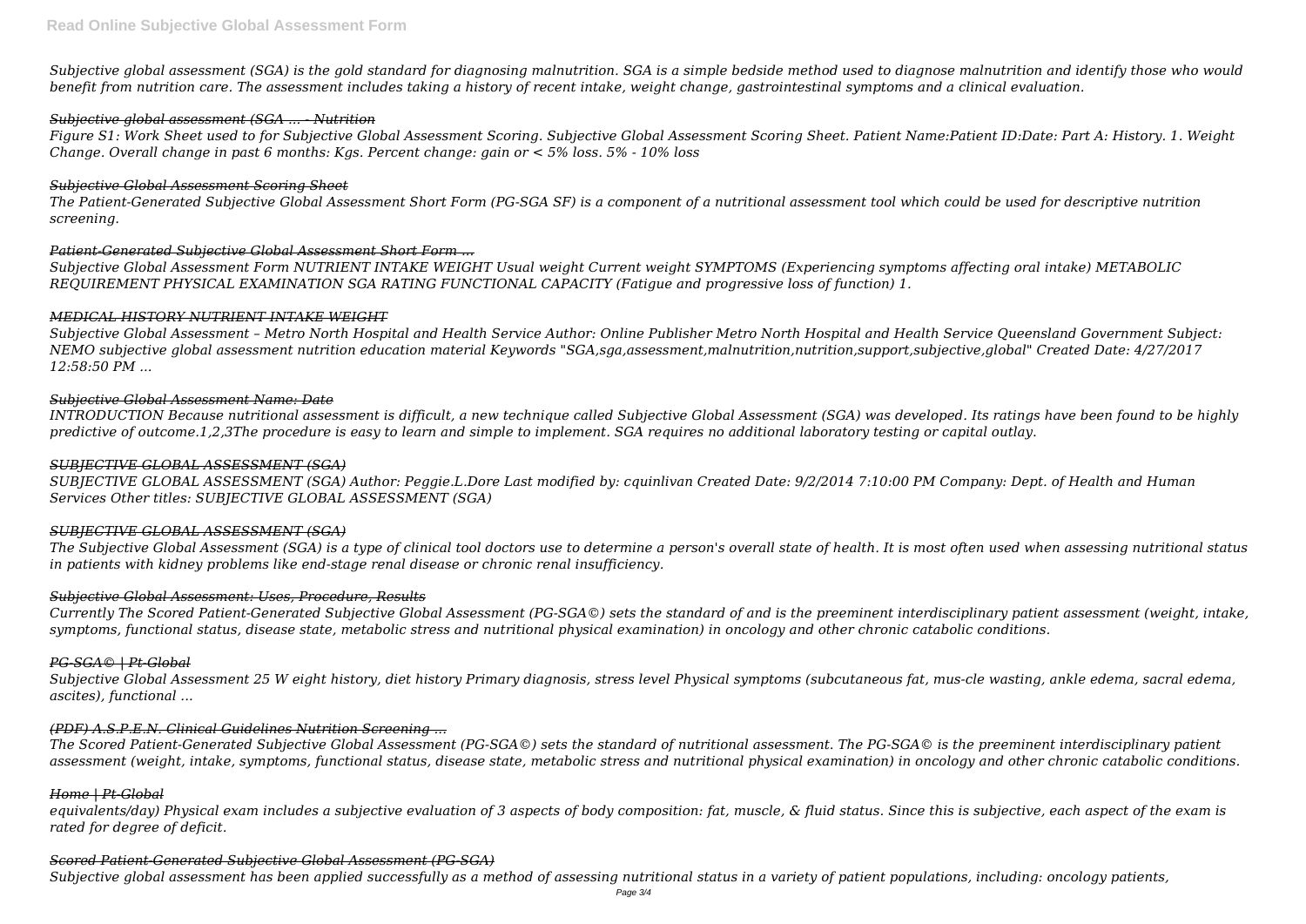*Subjective global assessment (SGA) is the gold standard for diagnosing malnutrition. SGA is a simple bedside method used to diagnose malnutrition and identify those who would benefit from nutrition care. The assessment includes taking a history of recent intake, weight change, gastrointestinal symptoms and a clinical evaluation.*

### *Subjective global assessment (SGA ... - Nutrition*

*Figure S1: Work Sheet used to for Subjective Global Assessment Scoring. Subjective Global Assessment Scoring Sheet. Patient Name:Patient ID:Date: Part A: History. 1. Weight Change. Overall change in past 6 months: Kgs. Percent change: gain or < 5% loss. 5% - 10% loss*

### *Subjective Global Assessment Scoring Sheet*

*The Patient-Generated Subjective Global Assessment Short Form (PG-SGA SF) is a component of a nutritional assessment tool which could be used for descriptive nutrition screening.*

### *Patient-Generated Subjective Global Assessment Short Form ...*

*Subjective Global Assessment Form NUTRIENT INTAKE WEIGHT Usual weight Current weight SYMPTOMS (Experiencing symptoms affecting oral intake) METABOLIC REQUIREMENT PHYSICAL EXAMINATION SGA RATING FUNCTIONAL CAPACITY (Fatigue and progressive loss of function) 1.*

### *MEDICAL HISTORY NUTRIENT INTAKE WEIGHT*

*Subjective Global Assessment – Metro North Hospital and Health Service Author: Online Publisher Metro North Hospital and Health Service Queensland Government Subject: NEMO subjective global assessment nutrition education material Keywords "SGA,sga,assessment,malnutrition,nutrition,support,subjective,global" Created Date: 4/27/2017 12:58:50 PM ...*

### *Subjective Global Assessment Name: Date*

*INTRODUCTION Because nutritional assessment is difficult, a new technique called Subjective Global Assessment (SGA) was developed. Its ratings have been found to be highly predictive of outcome.1,2,3The procedure is easy to learn and simple to implement. SGA requires no additional laboratory testing or capital outlay.*

### *SUBJECTIVE GLOBAL ASSESSMENT (SGA)*

*SUBJECTIVE GLOBAL ASSESSMENT (SGA) Author: Peggie.L.Dore Last modified by: cquinlivan Created Date: 9/2/2014 7:10:00 PM Company: Dept. of Health and Human Services Other titles: SUBJECTIVE GLOBAL ASSESSMENT (SGA)*

### *SUBJECTIVE GLOBAL ASSESSMENT (SGA)*

*The Subjective Global Assessment (SGA) is a type of clinical tool doctors use to determine a person's overall state of health. It is most often used when assessing nutritional status in patients with kidney problems like end-stage renal disease or chronic renal insufficiency.*

### *Subjective Global Assessment: Uses, Procedure, Results*

*Currently The Scored Patient-Generated Subjective Global Assessment (PG-SGA©) sets the standard of and is the preeminent interdisciplinary patient assessment (weight, intake, symptoms, functional status, disease state, metabolic stress and nutritional physical examination) in oncology and other chronic catabolic conditions.*

### *PG-SGA© | Pt-Global*

*Subjective Global Assessment 25 W eight history, diet history Primary diagnosis, stress level Physical symptoms (subcutaneous fat, mus-cle wasting, ankle edema, sacral edema, ascites), functional ...*

### *(PDF) A.S.P.E.N. Clinical Guidelines Nutrition Screening ...*

*The Scored Patient-Generated Subjective Global Assessment (PG-SGA©) sets the standard of nutritional assessment. The PG-SGA© is the preeminent interdisciplinary patient assessment (weight, intake, symptoms, functional status, disease state, metabolic stress and nutritional physical examination) in oncology and other chronic catabolic conditions.*

### *Home | Pt-Global*

*equivalents/day) Physical exam includes a subjective evaluation of 3 aspects of body composition: fat, muscle, & fluid status. Since this is subjective, each aspect of the exam is rated for degree of deficit.*

### *Scored Patient-Generated Subjective Global Assessment (PG-SGA)*

*Subjective global assessment has been applied successfully as a method of assessing nutritional status in a variety of patient populations, including: oncology patients,*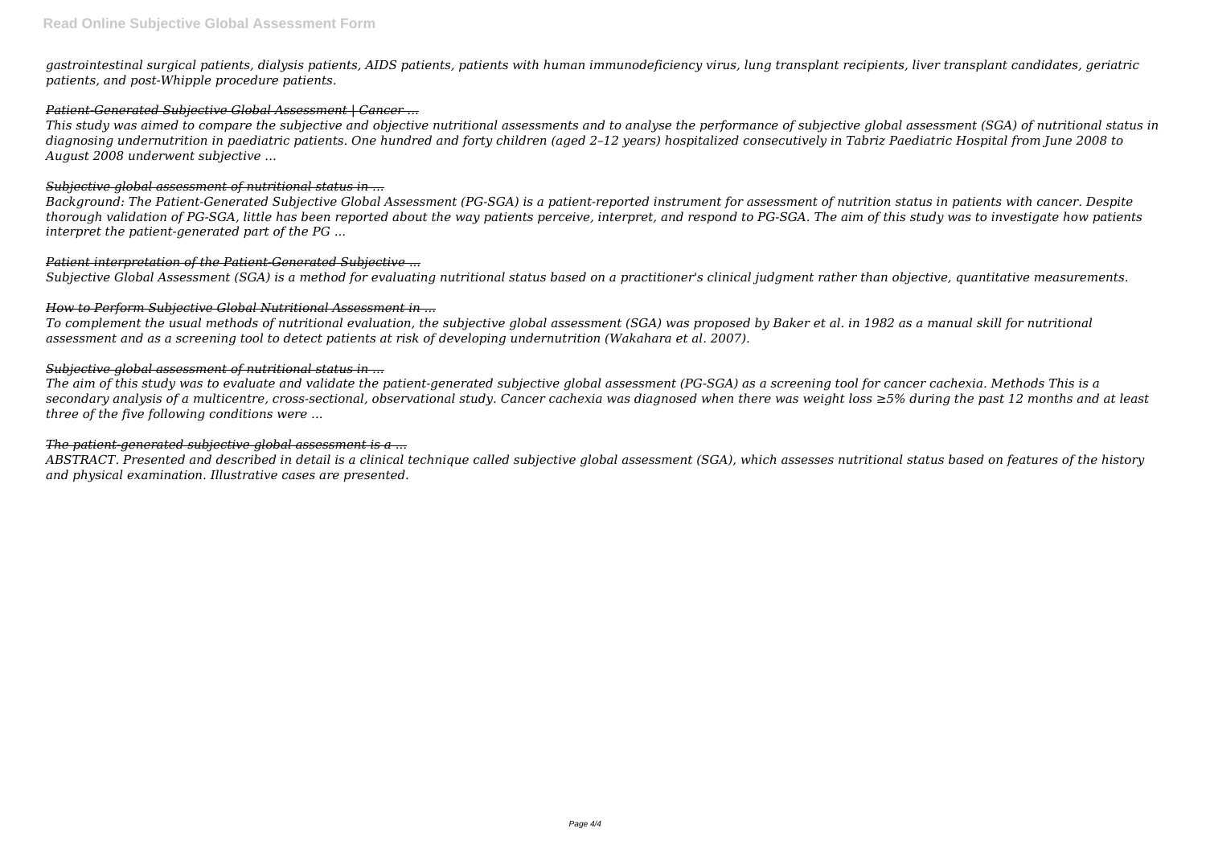*gastrointestinal surgical patients, dialysis patients, AIDS patients, patients with human immunodeficiency virus, lung transplant recipients, liver transplant candidates, geriatric patients, and post-Whipple procedure patients.*

*~~Patient-Generated Subjective Global Assessment | Cancer ...~~*

*This study was aimed to compare the subjective and objective nutritional assessments and to analyse the performance of subjective global assessment (SGA) of nutritional status in diagnosing undernutrition in paediatric patients. One hundred and forty children (aged 2–12 years) hospitalized consecutively in Tabriz Paediatric Hospital from June 2008 to August 2008 underwent subjective ...*

*~~Subjective global assessment of nutritional status in ...~~*

*Background: The Patient-Generated Subjective Global Assessment (PG-SGA) is a patient-reported instrument for assessment of nutrition status in patients with cancer. Despite thorough validation of PG-SGA, little has been reported about the way patients perceive, interpret, and respond to PG-SGA. The aim of this study was to investigate how patients interpret the patient-generated part of the PG ...*

*~~Patient interpretation of the Patient-Generated Subjective ...~~*

*Subjective Global Assessment (SGA) is a method for evaluating nutritional status based on a practitioner's clinical judgment rather than objective, quantitative measurements.*

*~~How to Perform Subjective Global Nutritional Assessment in ...~~*

*To complement the usual methods of nutritional evaluation, the subjective global assessment (SGA) was proposed by Baker et al. in 1982 as a manual skill for nutritional assessment and as a screening tool to detect patients at risk of developing undernutrition (Wakahara et al. 2007).*

*~~Subjective global assessment of nutritional status in ...~~*

*The aim of this study was to evaluate and validate the patient-generated subjective global assessment (PG-SGA) as a screening tool for cancer cachexia. Methods This is a secondary analysis of a multicentre, cross-sectional, observational study. Cancer cachexia was diagnosed when there was weight loss ≥5% during the past 12 months and at least three of the five following conditions were ...*

*~~The patient-generated subjective global assessment is a ...~~*

*ABSTRACT. Presented and described in detail is a clinical technique called subjective global assessment (SGA), which assesses nutritional status based on features of the history and physical examination. Illustrative cases are presented.*